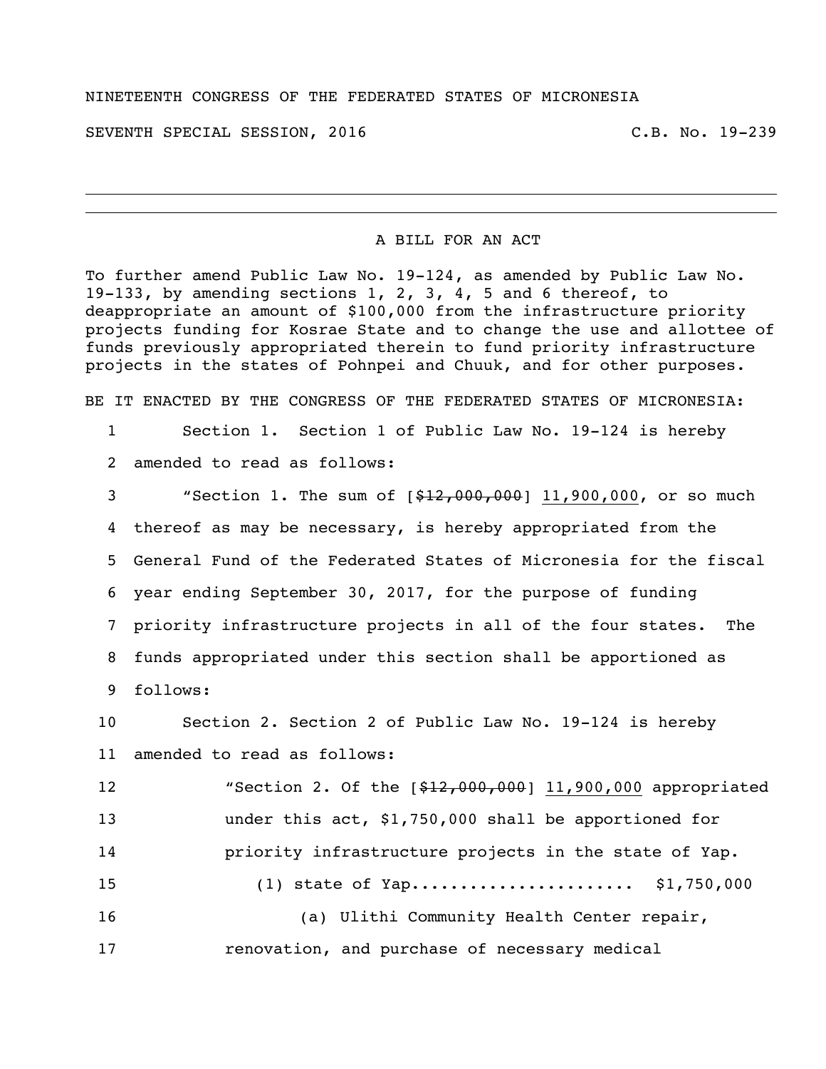NINETEENTH CONGRESS OF THE FEDERATED STATES OF MICRONESIA

SEVENTH SPECIAL SESSION, 2016 C.B. No. 19-239

---

## A BILL FOR AN ACT

To further amend Public Law No. 19-124, as amended by Public Law No. 19-133, by amending sections 1, 2, 3, 4, 5 and 6 thereof, to deappropriate an amount of $100,000 from the infrastructure priority projects funding for Kosrae State and to change the use and allottee of funds previously appropriated therein to fund priority infrastructure projects in the states of Pohnpei and Chuuk, and for other purposes.

BE IT ENACTED BY THE CONGRESS OF THE FEDERATED STATES OF MICRONESIA:

1 Section 1. Section 1 of Public Law No. 19-124 is hereby
2 amended to read as follows:

3 "Section 1. The sum of [~~$12,000,000~~] <u>11,900,000</u>, or so much
4 thereof as may be necessary, is hereby appropriated from the
5 General Fund of the Federated States of Micronesia for the fiscal
6 year ending September 30, 2017, for the purpose of funding
7 priority infrastructure projects in all of the four states. The
8 funds appropriated under this section shall be apportioned as
9 follows:

10 Section 2. Section 2 of Public Law No. 19-124 is hereby
11 amended to read as follows:

12 "Section 2. Of the [~~$12,000,000~~] <u>11,900,000</u> appropriated
13 under this act, $1,750,000 shall be apportioned for
14 priority infrastructure projects in the state of Yap.

15 (1) state of Yap...................... $1,750,000

16 (a) Ulithi Community Health Center repair,
17 renovation, and purchase of necessary medical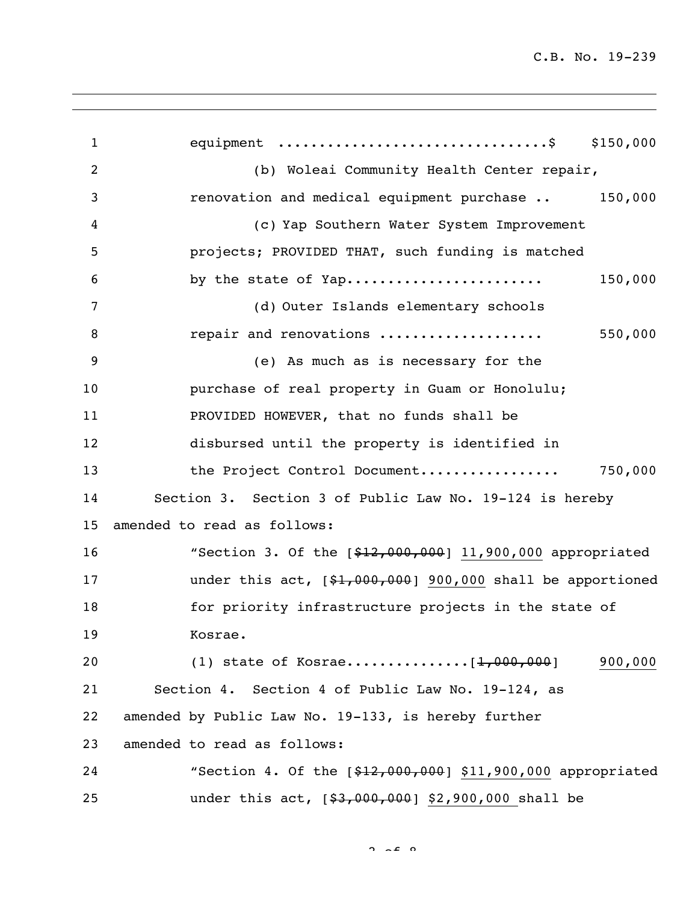equipment ................................$ $150,000

(b) Woleai Community Health Center repair, renovation and medical equipment purchase .. 150,000

(c) Yap Southern Water System Improvement projects; PROVIDED THAT, such funding is matched by the state of Yap....................... 150,000

(d) Outer Islands elementary schools repair and renovations .................... 550,000

(e) As much as is necessary for the purchase of real property in Guam or Honolulu; PROVIDED HOWEVER, that no funds shall be disbursed until the property is identified in the Project Control Document................. 750,000

Section 3. Section 3 of Public Law No. 19-124 is hereby amended to read as follows:

"Section 3. Of the [~~$12,000,000~~] 11,900,000 appropriated under this act, [~~$1,000,000~~] 900,000 shall be apportioned for priority infrastructure projects in the state of Kosrae.

(1) state of Kosrae...............[~~1,000,000~~] 900,000

Section 4. Section 4 of Public Law No. 19-124, as amended by Public Law No. 19-133, is hereby further amended to read as follows:

"Section 4. Of the [~~$12,000,000~~] $11,900,000 appropriated under this act, [~~$3,000,000~~] $2,900,000 shall be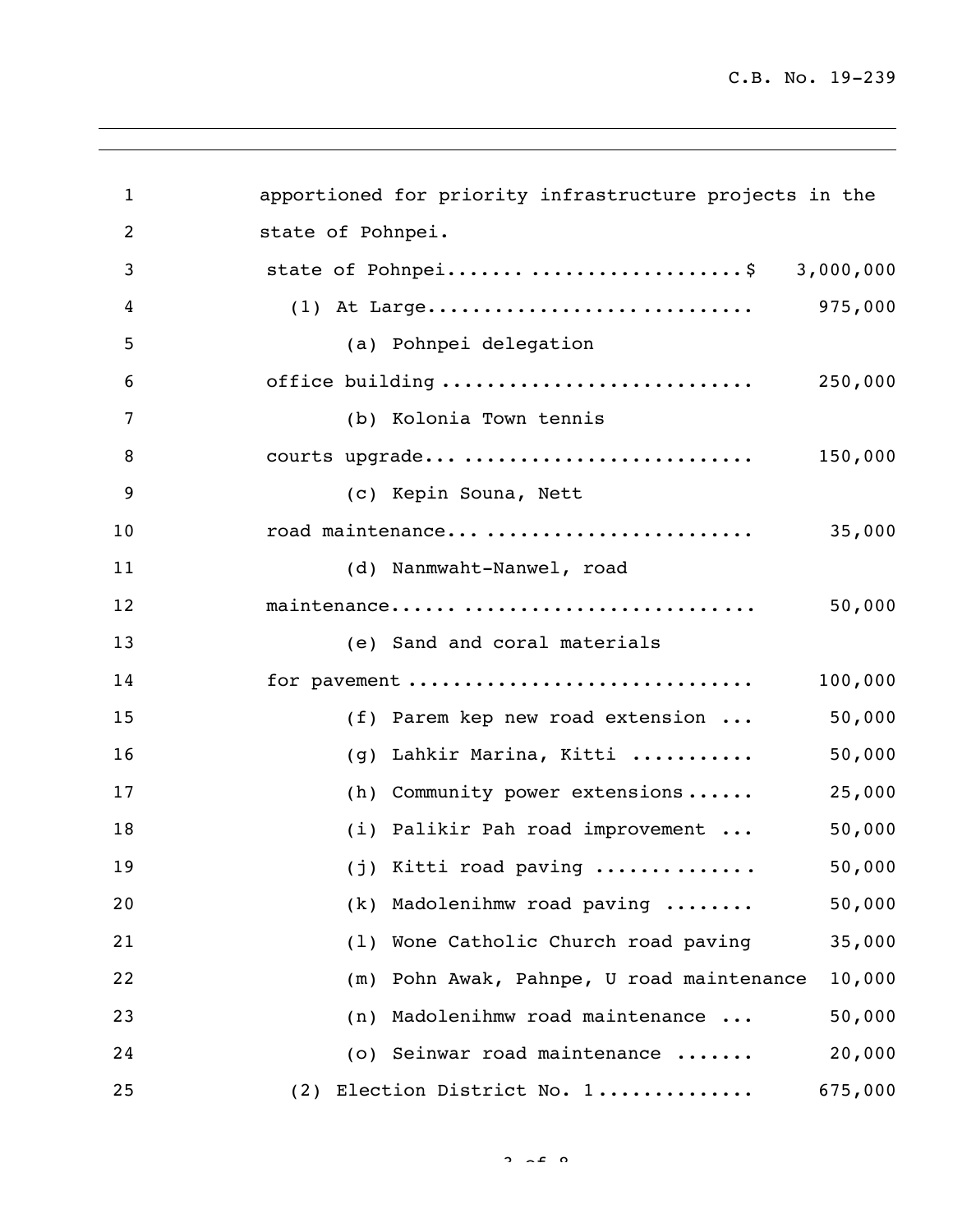apportioned for priority infrastructure projects in the state of Pohnpei.

| | |
|---|---|
| state of Pohnpei.......................... | $ 3,000,000 |
| (1) At Large............................. | 975,000 |
| (a) Pohnpei delegation office building ........................... | 250,000 |
| (b) Kolonia Town tennis courts upgrade.............................. | 150,000 |
| (c) Kepin Souna, Nett road maintenance............................ | 35,000 |
| (d) Nanmwaht-Nanwel, road maintenance............................... | 50,000 |
| (e) Sand and coral materials for pavement ............................. | 100,000 |
| (f) Parem kep new road extension ... | 50,000 |
| (g) Lahkir Marina, Kitti ........... | 50,000 |
| (h) Community power extensions...... | 25,000 |
| (i) Palikir Pah road improvement ... | 50,000 |
| (j) Kitti road paving .............. | 50,000 |
| (k) Madolenihmw road paving ........ | 50,000 |
| (l) Wone Catholic Church road paving | 35,000 |
| (m) Pohn Awak, Pahnpe, U road maintenance | 10,000 |
| (n) Madolenihmw road maintenance ... | 50,000 |
| (o) Seinwar road maintenance ....... | 20,000 |
| (2) Election District No. 1............. | 675,000 |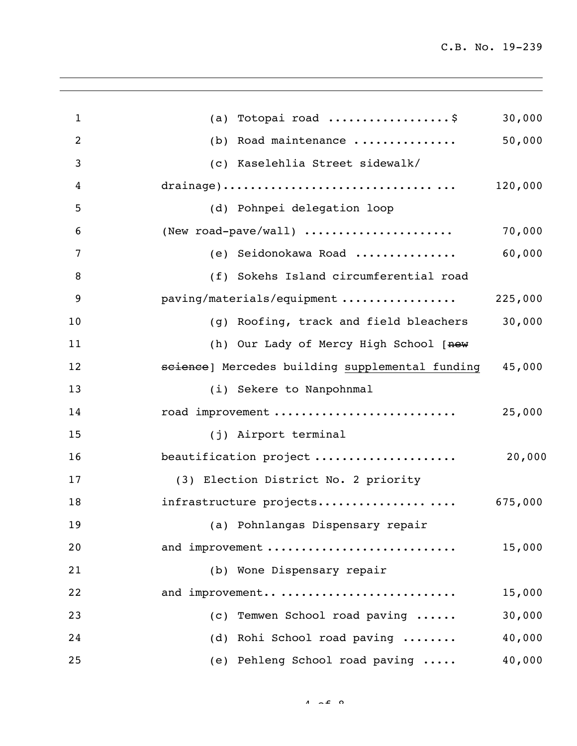(a) Totopai road ..................$ 30,000

(b) Road maintenance ............... 50,000

(c) Kaselehlia Street sidewalk/ drainage).................................. 120,000

(d) Pohnpei delegation loop (New road-pave/wall) ..................... 70,000

(e) Seidonokawa Road ............... 60,000

(f) Sokehs Island circumferential road paving/materials/equipment ................ 225,000

(g) Roofing, track and field bleachers 30,000

(h) Our Lady of Mercy High School [~~new science~~] Mercedes building <u>supplemental funding</u> 45,000

(i) Sekere to Nanpohnmal road improvement .......................... 25,000

(j) Airport terminal beautification project ..................... 20,000

(3) Election District No. 2 priority infrastructure projects....................... 675,000

(a) Pohnlangas Dispensary repair and improvement ........................... 15,000

(b) Wone Dispensary repair and improvement.. ........................ 15,000

(c) Temwen School road paving ...... 30,000

(d) Rohi School road paving ........ 40,000

(e) Pehleng School road paving ..... 40,000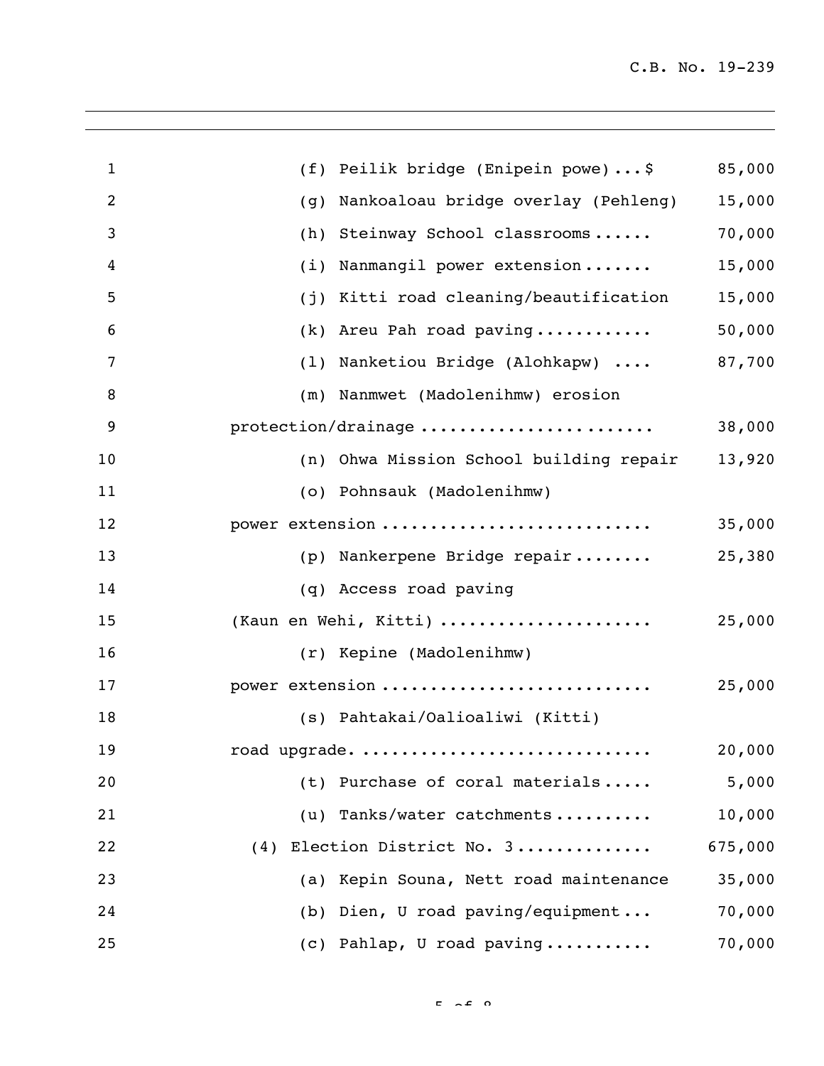(f) Peilik bridge (Enipein powe)...$ 85,000

(g) Nankoaloau bridge overlay (Pehleng) 15,000

(h) Steinway School classrooms...... 70,000

(i) Nanmangil power extension....... 15,000

(j) Kitti road cleaning/beautification 15,000

(k) Areu Pah road paving............ 50,000

(l) Nanketiou Bridge (Alohkapw) .... 87,700

(m) Nanmwet (Madolenihmw) erosion protection/drainage ....................... 38,000

(n) Ohwa Mission School building repair 13,920

(o) Pohnsauk (Madolenihmw) power extension ........................... 35,000

(p) Nankerpene Bridge repair........ 25,380

(q) Access road paving (Kaun en Wehi, Kitti) ..................... 25,000

(r) Kepine (Madolenihmw) power extension ........................... 25,000

(s) Pahtakai/Oalioaliwi (Kitti) road upgrade. ............................ 20,000

(t) Purchase of coral materials..... 5,000

(u) Tanks/water catchments.......... 10,000

(4) Election District No. 3............. 675,000

(a) Kepin Souna, Nett road maintenance 35,000

(b) Dien, U road paving/equipment... 70,000

(c) Pahlap, U road paving........... 70,000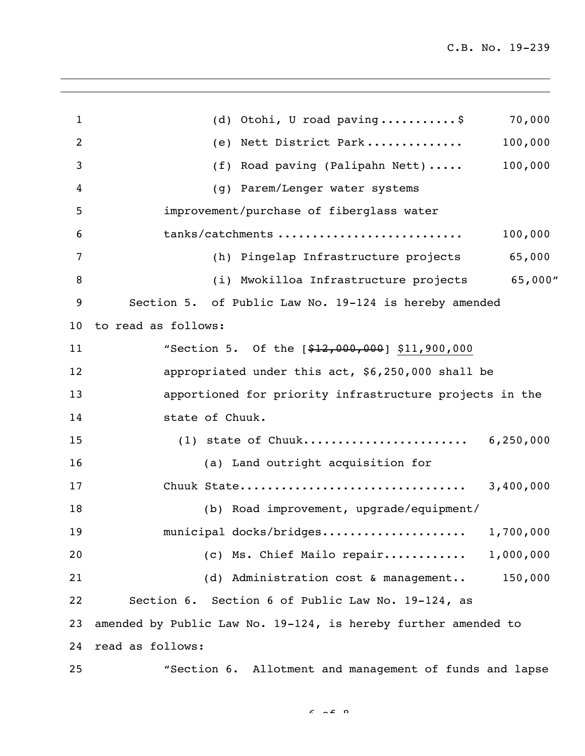(d) Otohi, U road paving..........$ 70,000

(e) Nett District Park............. 100,000

(f) Road paving (Palipahn Nett)..... 100,000

(g) Parem/Lenger water systems improvement/purchase of fiberglass water tanks/catchments .......................... 100,000

(h) Pingelap Infrastructure projects 65,000

(i) Mwokilloa Infrastructure projects 65,000"

Section 5. of Public Law No. 19-124 is hereby amended to read as follows:

"Section 5. Of the [~~$12,000,000~~] $11,900,000 appropriated under this act, $6,250,000 shall be apportioned for priority infrastructure projects in the state of Chuuk.

(1) state of Chuuk....................... 6,250,000

(a) Land outright acquisition for Chuuk State................................ 3,400,000

(b) Road improvement, upgrade/equipment/ municipal docks/bridges.................... 1,700,000

(c) Ms. Chief Mailo repair........... 1,000,000

(d) Administration cost & management.. 150,000

Section 6. Section 6 of Public Law No. 19-124, as amended by Public Law No. 19-124, is hereby further amended to read as follows:

"Section 6. Allotment and management of funds and lapse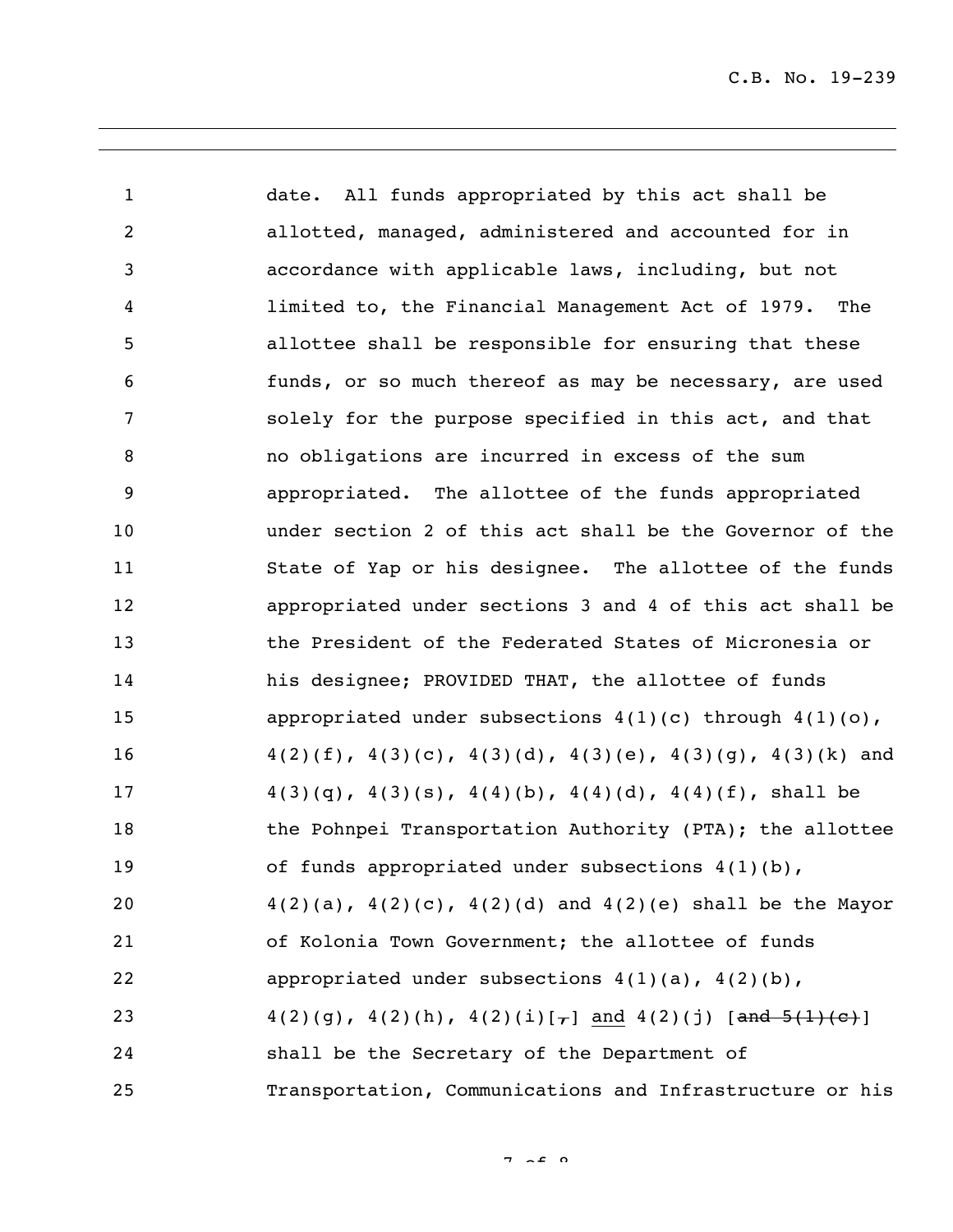date. All funds appropriated by this act shall be allotted, managed, administered and accounted for in accordance with applicable laws, including, but not limited to, the Financial Management Act of 1979. The allottee shall be responsible for ensuring that these funds, or so much thereof as may be necessary, are used solely for the purpose specified in this act, and that no obligations are incurred in excess of the sum appropriated. The allottee of the funds appropriated under section 2 of this act shall be the Governor of the State of Yap or his designee. The allottee of the funds appropriated under sections 3 and 4 of this act shall be the President of the Federated States of Micronesia or his designee; PROVIDED THAT, the allottee of funds appropriated under subsections 4(1)(c) through 4(1)(o), 4(2)(f), 4(3)(c), 4(3)(d), 4(3)(e), 4(3)(g), 4(3)(k) and 4(3)(q), 4(3)(s), 4(4)(b), 4(4)(d), 4(4)(f), shall be the Pohnpei Transportation Authority (PTA); the allottee of funds appropriated under subsections 4(1)(b), 4(2)(a), 4(2)(c), 4(2)(d) and 4(2)(e) shall be the Mayor of Kolonia Town Government; the allottee of funds appropriated under subsections 4(1)(a), 4(2)(b), 4(2)(g), 4(2)(h), 4(2)(i)[~~,~~] <u>and</u> 4(2)(j) [~~and 5(1)(c)~~] shall be the Secretary of the Department of Transportation, Communications and Infrastructure or his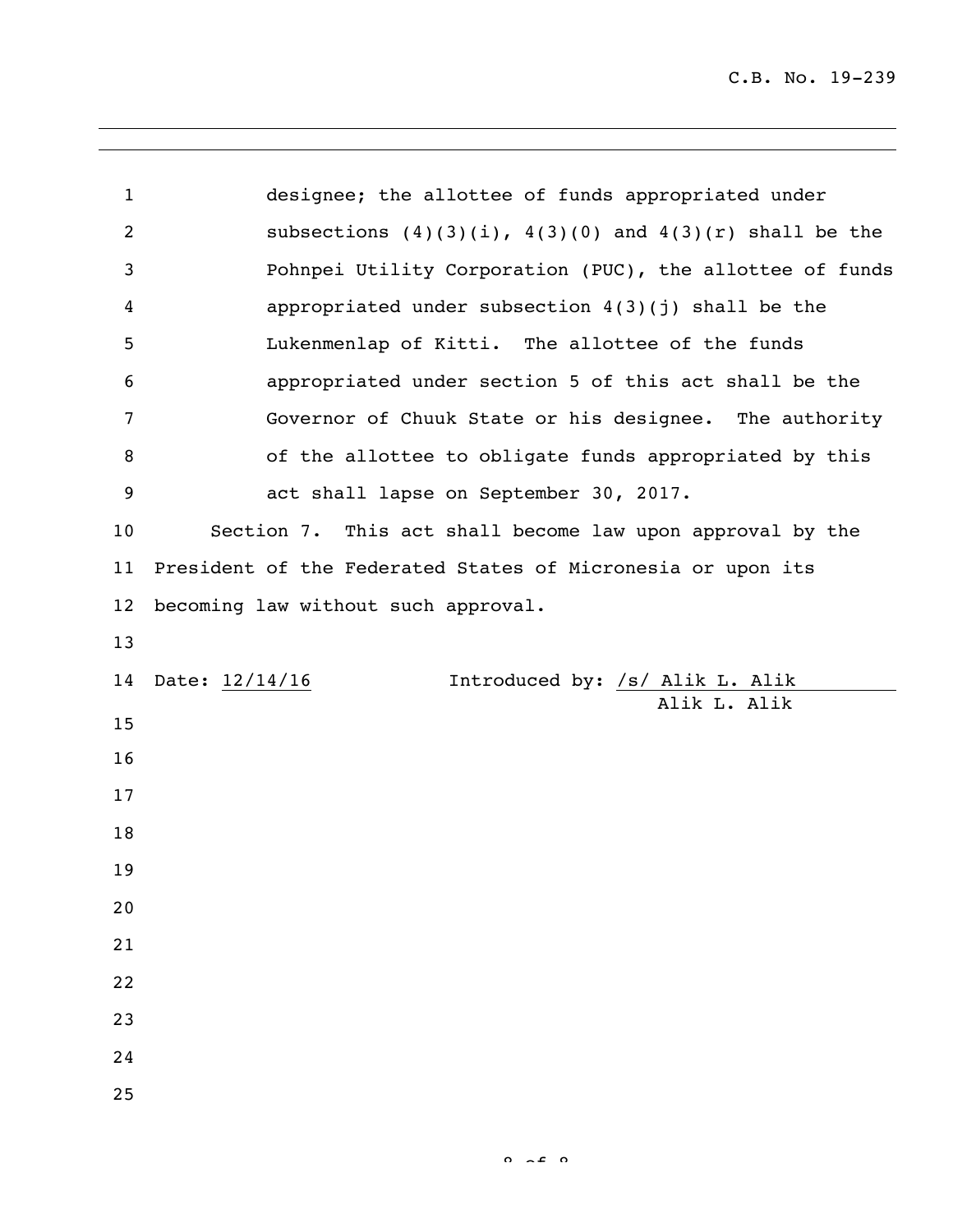designee; the allottee of funds appropriated under subsections (4)(3)(i), 4(3)(0) and 4(3)(r) shall be the Pohnpei Utility Corporation (PUC), the allottee of funds appropriated under subsection 4(3)(j) shall be the Lukenmenlap of Kitti. The allottee of the funds appropriated under section 5 of this act shall be the Governor of Chuuk State or his designee. The authority of the allottee to obligate funds appropriated by this act shall lapse on September 30, 2017.

Section 7. This act shall become law upon approval by the President of the Federated States of Micronesia or upon its becoming law without such approval.

Date: 12/14/16

Introduced by: /s/ Alik L. Alik
Alik L. Alik